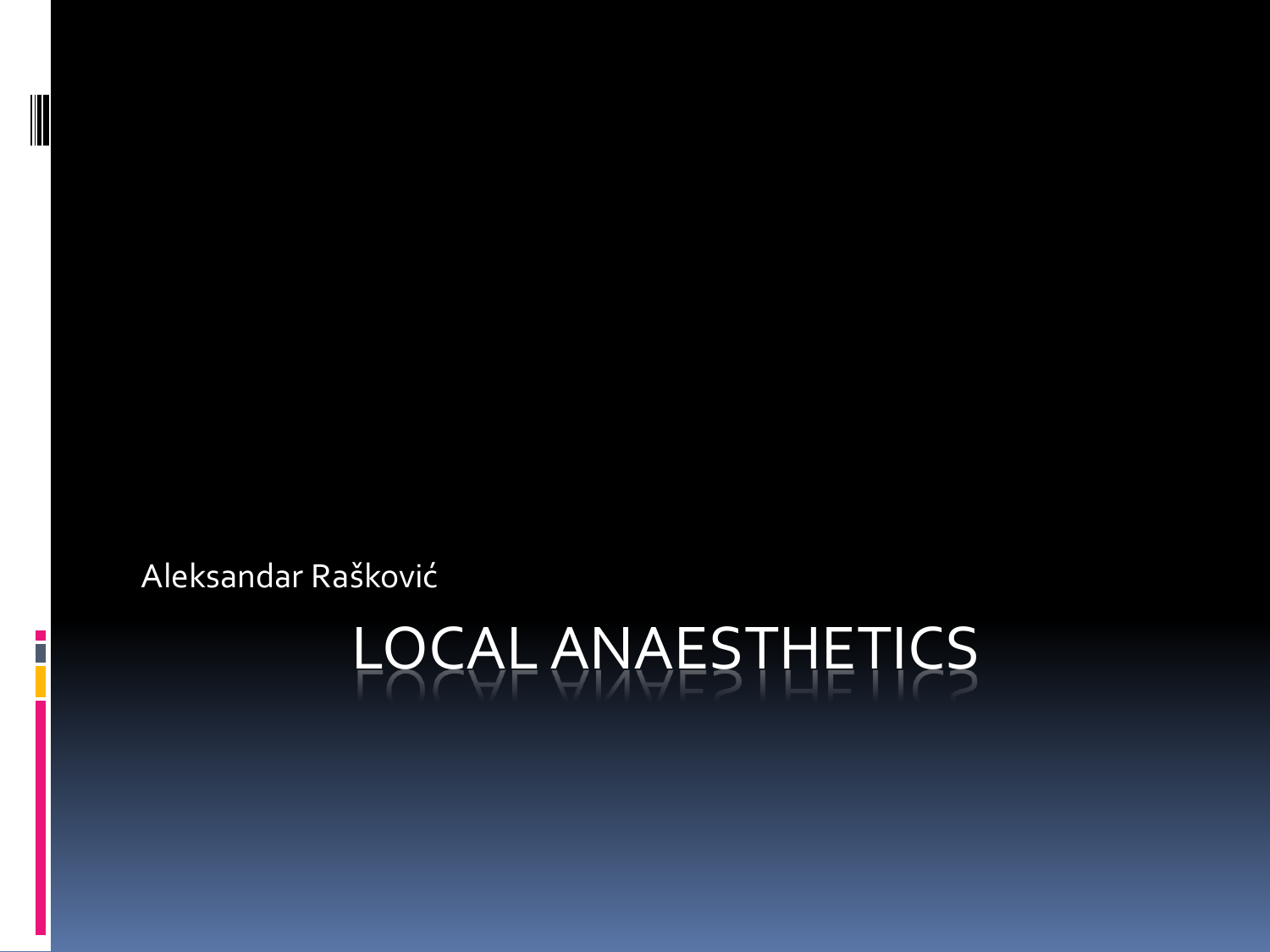Aleksandar Rašković

# LOCAL ANAESTHETICS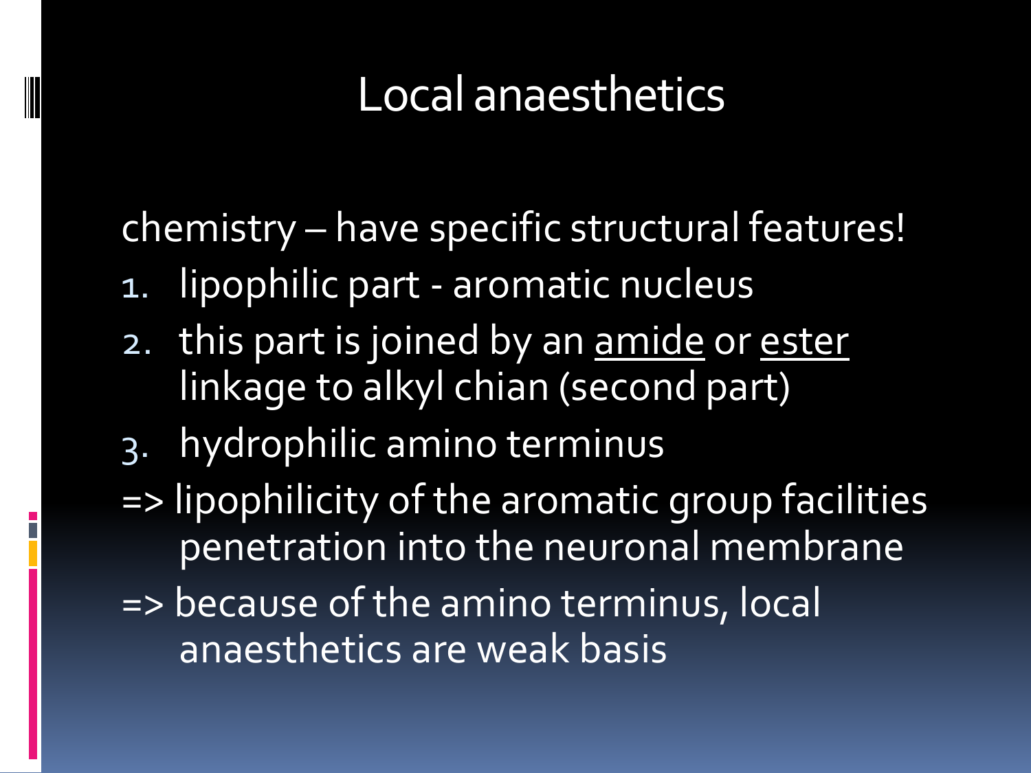# Local anaesthetics

chemistry – have specific structural features!

1. lipophilic part - aromatic nucleus
2. this part is joined by an <u>amide</u> or <u>ester</u> linkage to alkyl chian (second part)
3. hydrophilic amino terminus

=> lipophilicity of the aromatic group facilities penetration into the neuronal membrane

=> because of the amino terminus, local anaesthetics are weak basis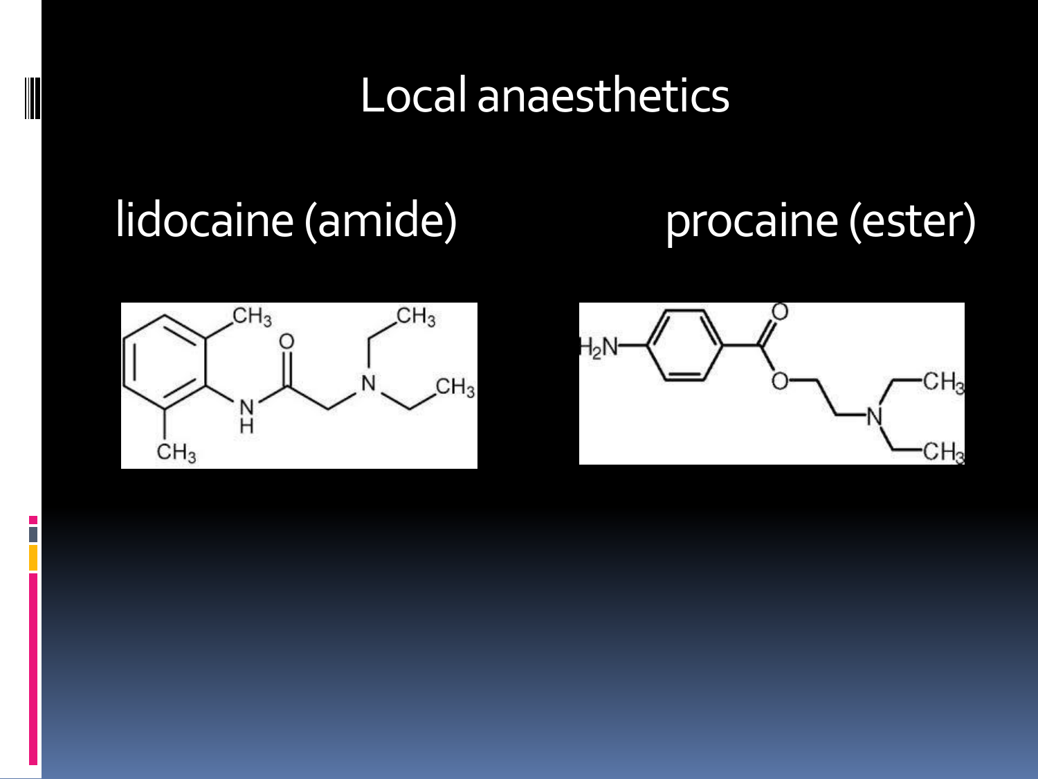# Local anaesthetics

lidocaine (amide)

procaine (ester)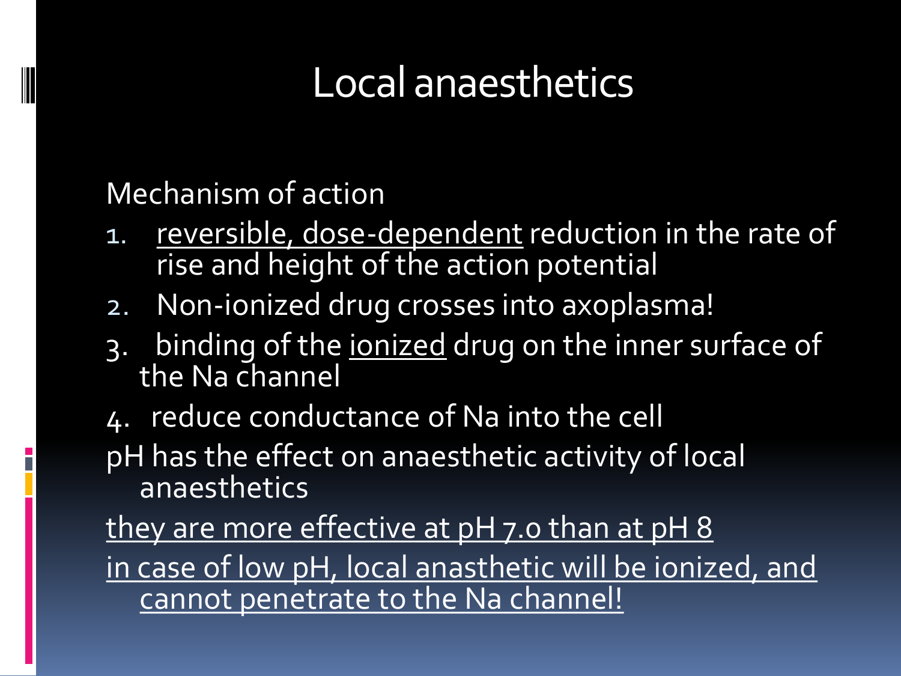# Local anaesthetics

Mechanism of action

1. <u>reversible, dose-dependent</u> reduction in the rate of rise and height of the action potential
2. Non-ionized drug crosses into axoplasma!
3. binding of the <u>ionized</u> drug on the inner surface of the Na channel
4. reduce conductance of Na into the cell

pH has the effect on anaesthetic activity of local anaesthetics

<u>they are more effective at pH 7.0 than at pH 8</u>

<u>in case of low pH, local anasthetic will be ionized, and cannot penetrate to the Na channel!</u>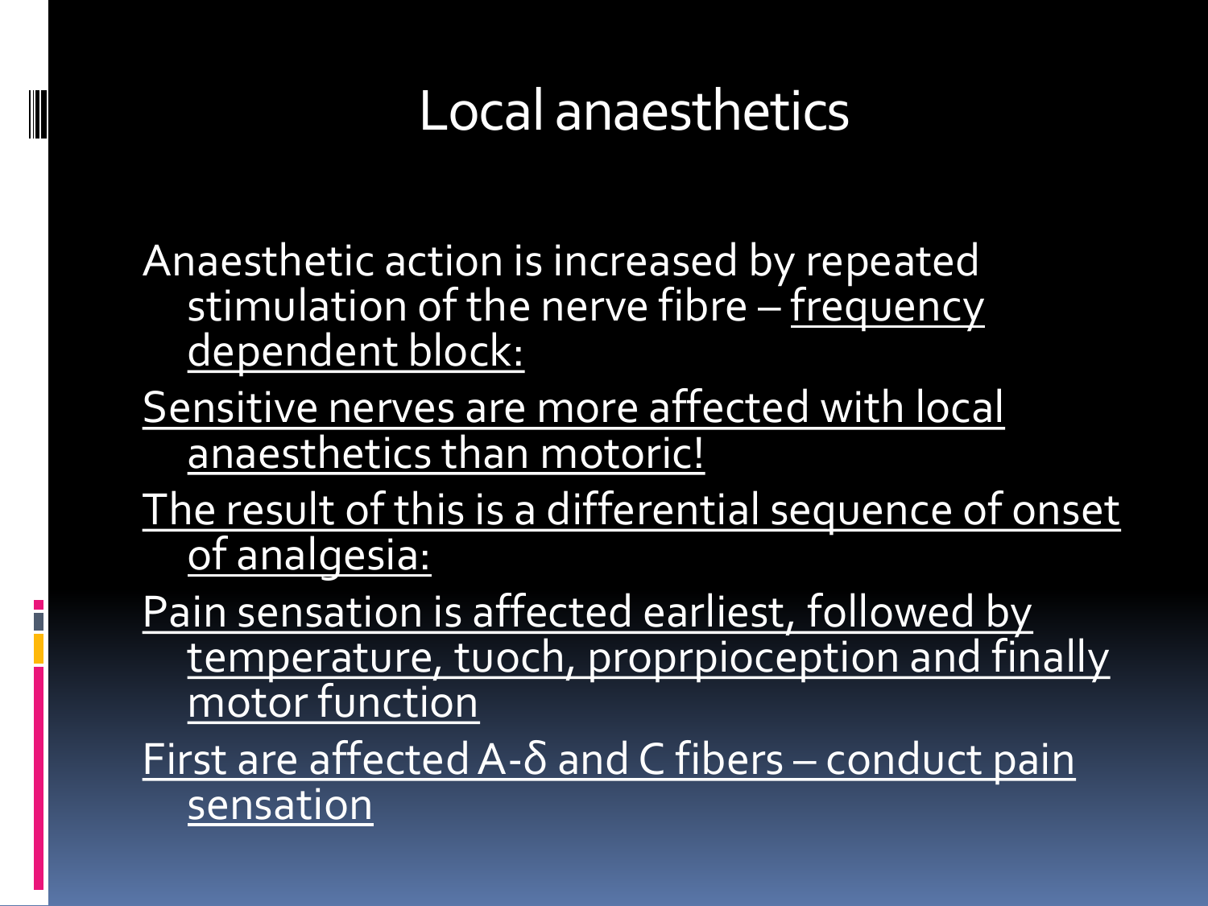# Local anaesthetics

Anaesthetic action is increased by repeated stimulation of the nerve fibre – frequency dependent block:

Sensitive nerves are more affected with local anaesthetics than motoric!

The result of this is a differential sequence of onset of analgesia:

Pain sensation is affected earliest, followed by temperature, tuoch, proprpioception and finally motor function

First are affected A-δ and C fibers – conduct pain sensation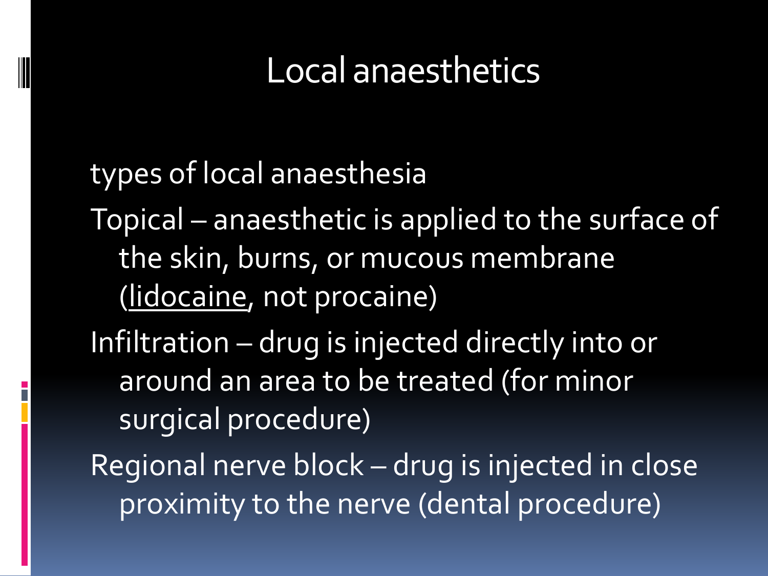# Local anaesthetics

types of local anaesthesia

Topical – anaesthetic is applied to the surface of the skin, burns, or mucous membrane (<u>lidocaine</u>, not procaine)

Infiltration – drug is injected directly into or around an area to be treated (for minor surgical procedure)

Regional nerve block – drug is injected in close proximity to the nerve (dental procedure)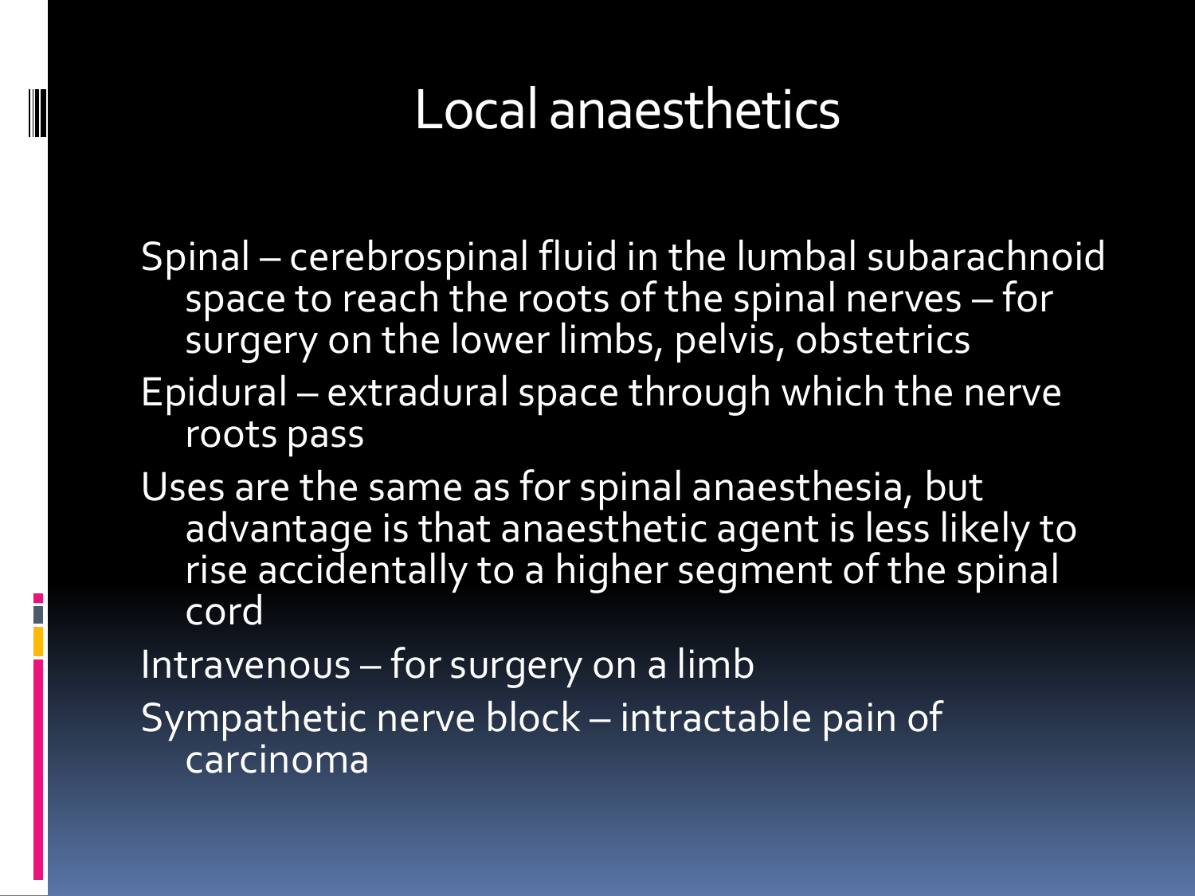# Local anaesthetics

Spinal – cerebrospinal fluid in the lumbal subarachnoid space to reach the roots of the spinal nerves – for surgery on the lower limbs, pelvis, obstetrics

Epidural – extradural space through which the nerve roots pass

Uses are the same as for spinal anaesthesia, but advantage is that anaesthetic agent is less likely to rise accidentally to a higher segment of the spinal cord

Intravenous – for surgery on a limb

Sympathetic nerve block – intractable pain of carcinoma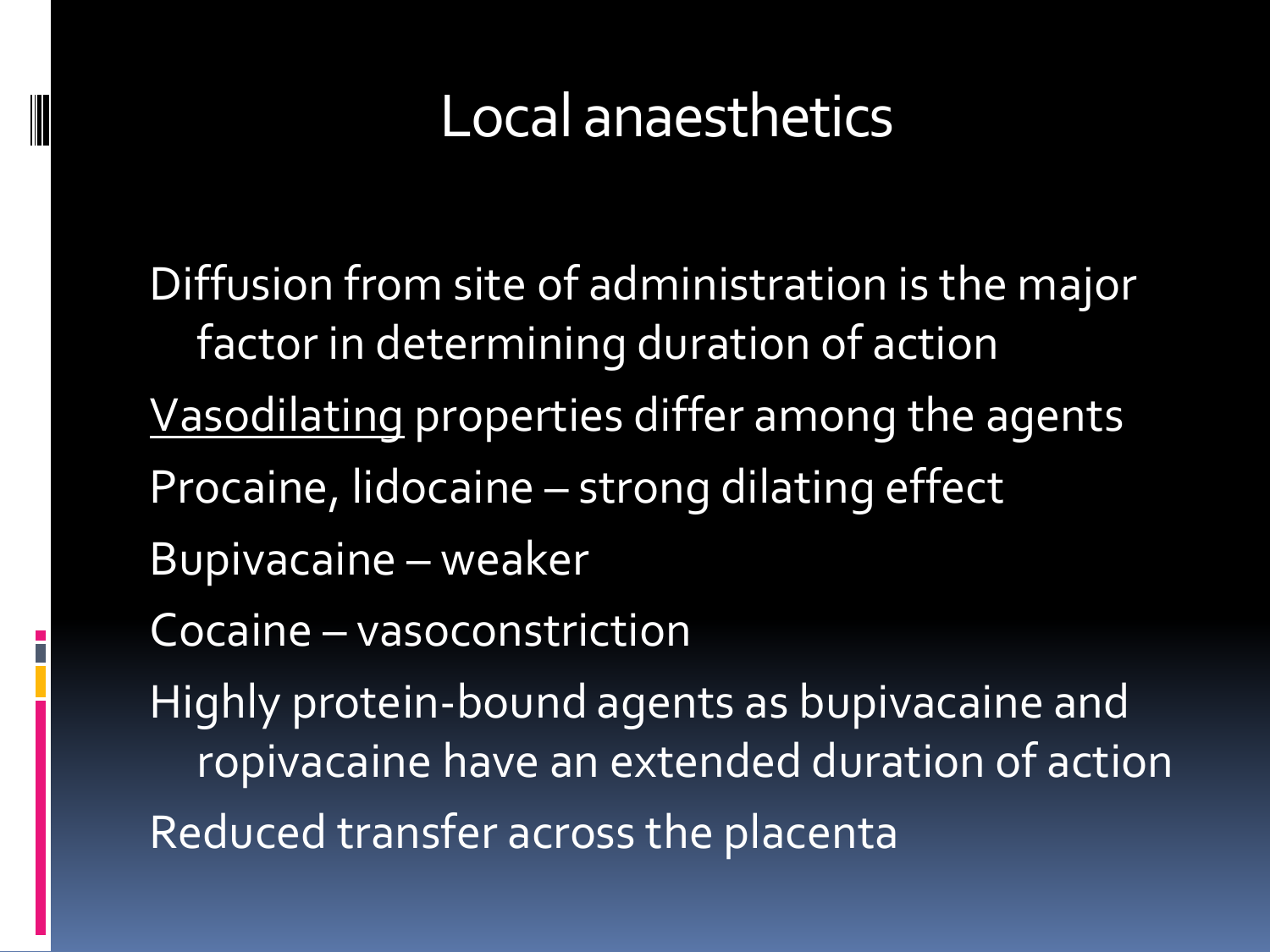# Local anaesthetics

Diffusion from site of administration is the major factor in determining duration of action

Vasodilating properties differ among the agents

Procaine, lidocaine – strong dilating effect

Bupivacaine – weaker

Cocaine – vasoconstriction

Highly protein-bound agents as bupivacaine and ropivacaine have an extended duration of action

Reduced transfer across the placenta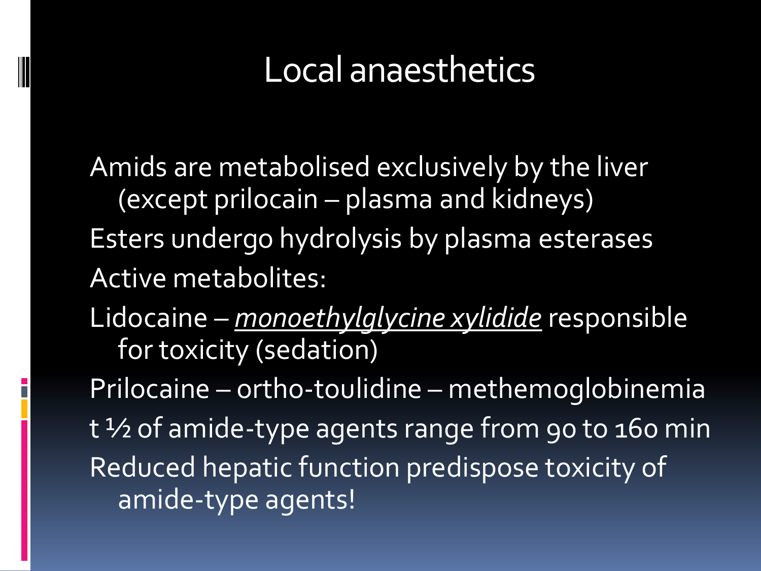# Local anaesthetics

Amids are metabolised exclusively by the liver (except prilocain – plasma and kidneys)

Esters undergo hydrolysis by plasma esterases

Active metabolites:

Lidocaine – *monoethylglycine xylidide* responsible for toxicity (sedation)

Prilocaine – ortho-toulidine – methemoglobinemia

t ½ of amide-type agents range from 90 to 160 min

Reduced hepatic function predispose toxicity of amide-type agents!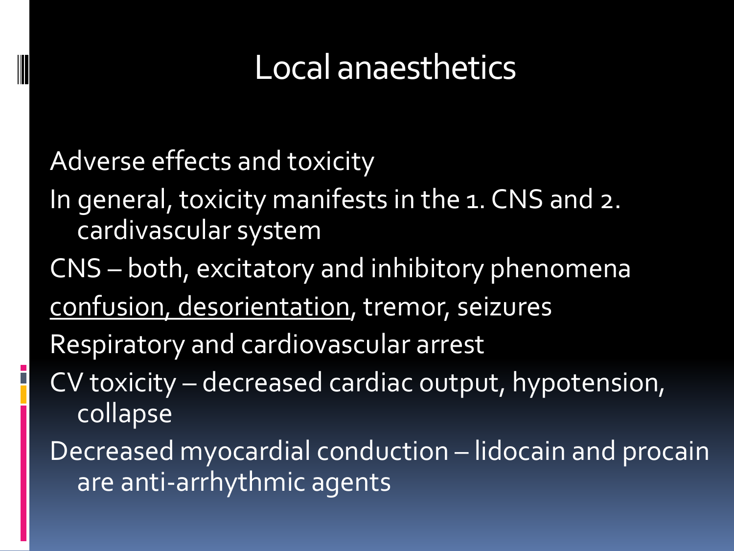# Local anaesthetics

Adverse effects and toxicity

In general, toxicity manifests in the 1. CNS and 2. cardivascular system

CNS – both, excitatory and inhibitory phenomena

<u>confusion, desorientation</u>, tremor, seizures

Respiratory and cardiovascular arrest

CV toxicity – decreased cardiac output, hypotension, collapse

Decreased myocardial conduction – lidocain and procain are anti-arrhythmic agents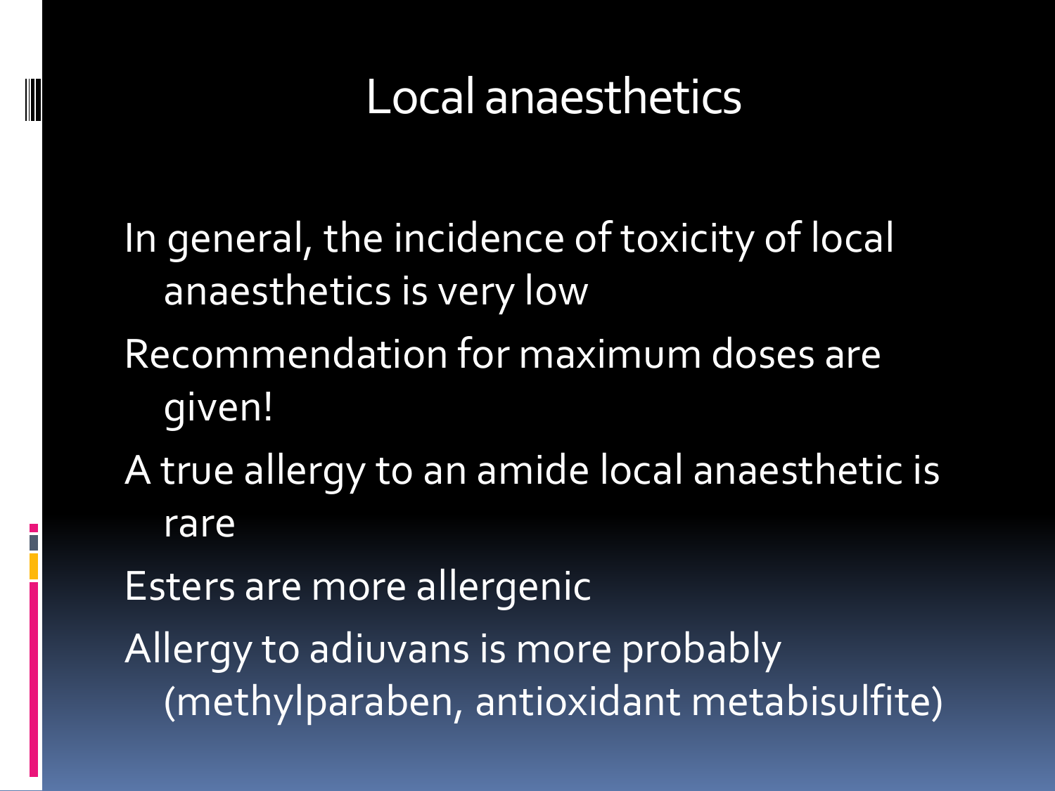# Local anaesthetics

- In general, the incidence of toxicity of local anaesthetics is very low
- Recommendation for maximum doses are given!
- A true allergy to an amide local anaesthetic is rare
- Esters are more allergenic
- Allergy to adiuvans is more probably (methylparaben, antioxidant metabisulfite)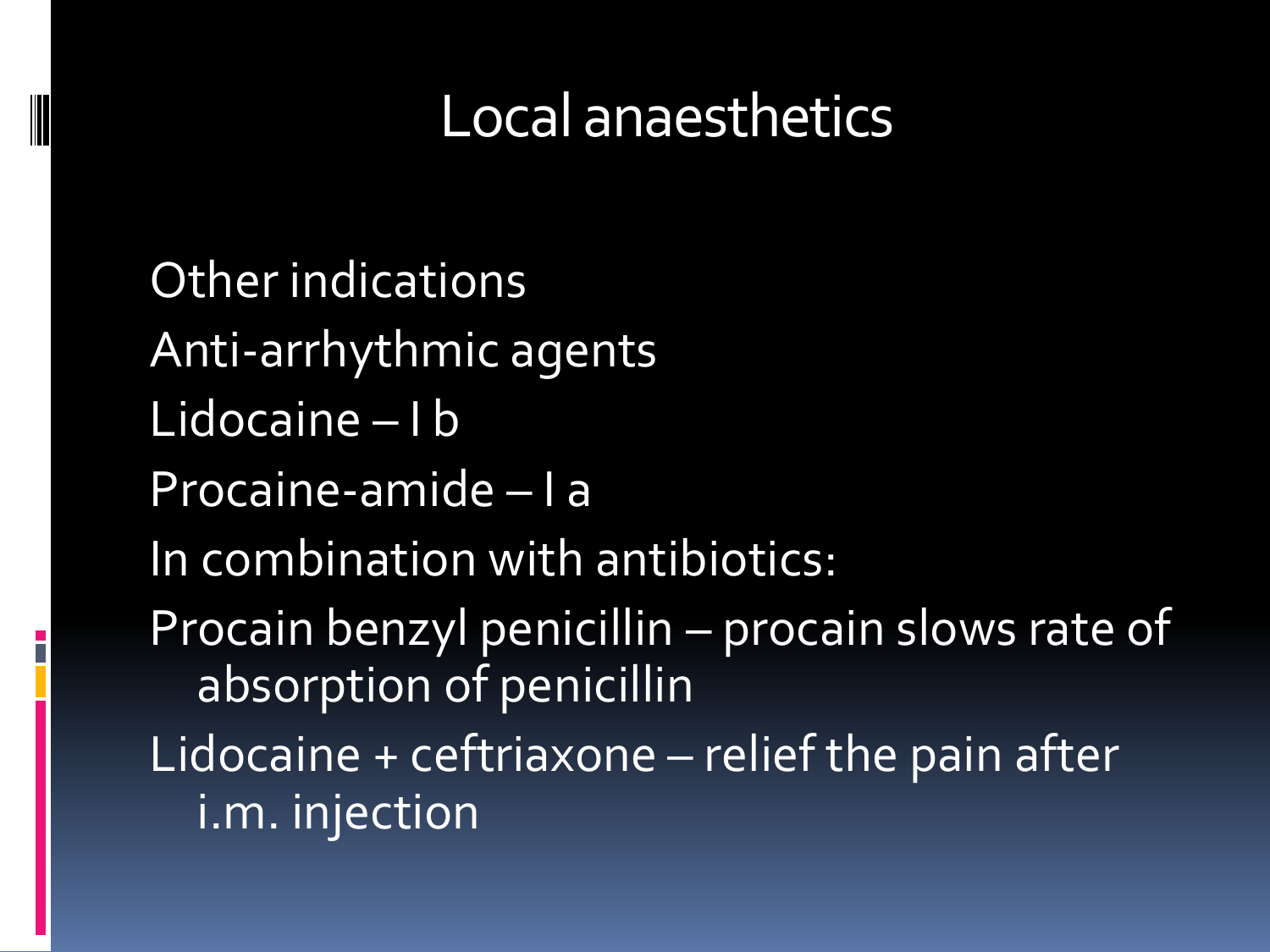# Local anaesthetics

Other indications

Anti-arrhythmic agents

Lidocaine – I b

Procaine-amide – I a

In combination with antibiotics:

Procain benzyl penicillin – procain slows rate of absorption of penicillin

Lidocaine + ceftriaxone – relief the pain after i.m. injection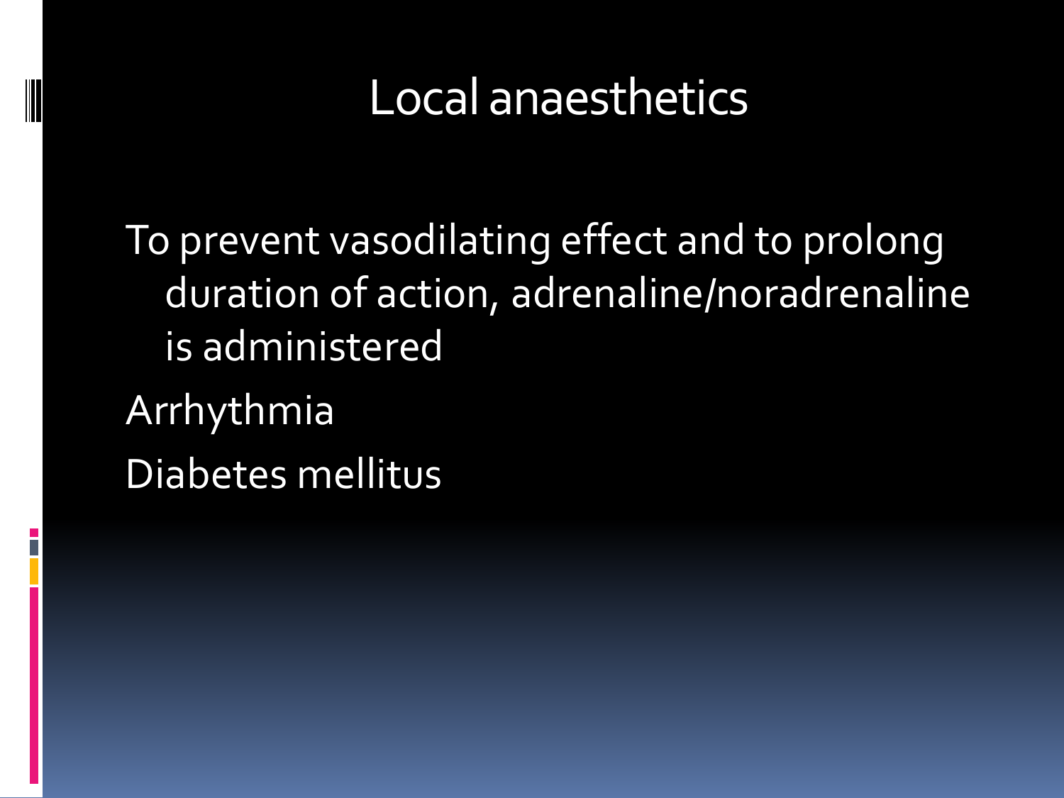# Local anaesthetics

To prevent vasodilating effect and to prolong duration of action, adrenaline/noradrenaline is administered

Arrhythmia

Diabetes mellitus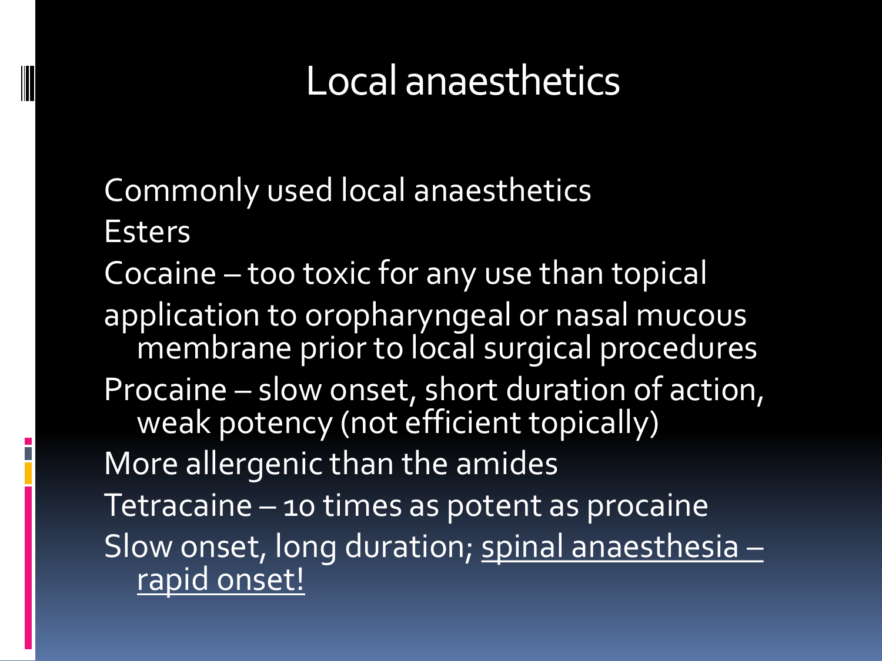# Local anaesthetics

Commonly used local anaesthetics

Esters

Cocaine – too toxic for any use than topical

application to oropharyngeal or nasal mucous membrane prior to local surgical procedures

Procaine – slow onset, short duration of action, weak potency (not efficient topically)

More allergenic than the amides

Tetracaine – 10 times as potent as procaine

Slow onset, long duration; <u>spinal anaesthesia – rapid onset!</u>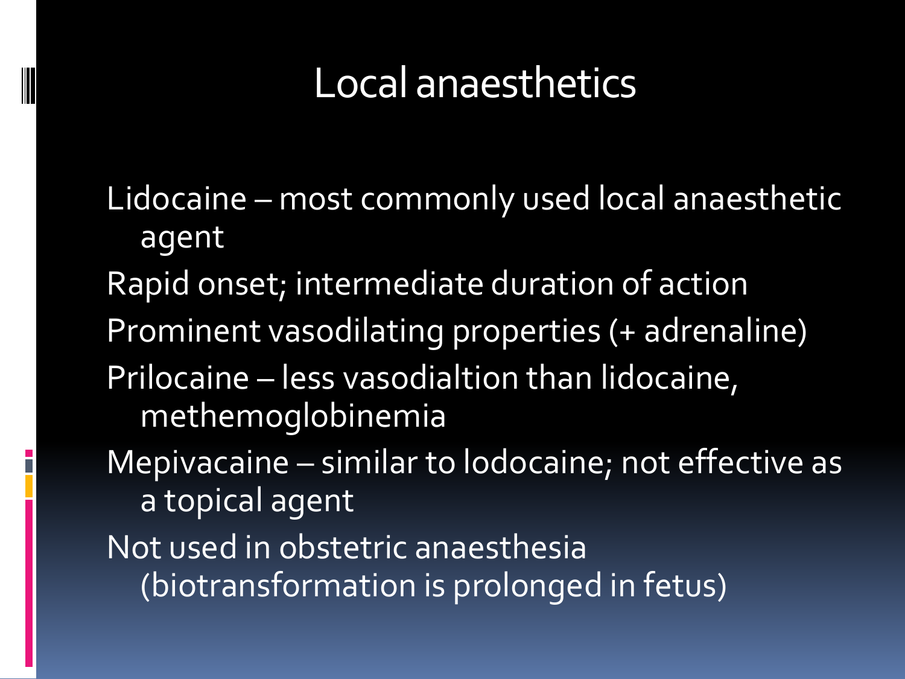# Local anaesthetics

Lidocaine – most commonly used local anaesthetic agent

Rapid onset; intermediate duration of action

Prominent vasodilating properties (+ adrenaline)

Prilocaine – less vasodialtion than lidocaine, methemoglobinemia

Mepivacaine – similar to lodocaine; not effective as a topical agent

Not used in obstetric anaesthesia (biotransformation is prolonged in fetus)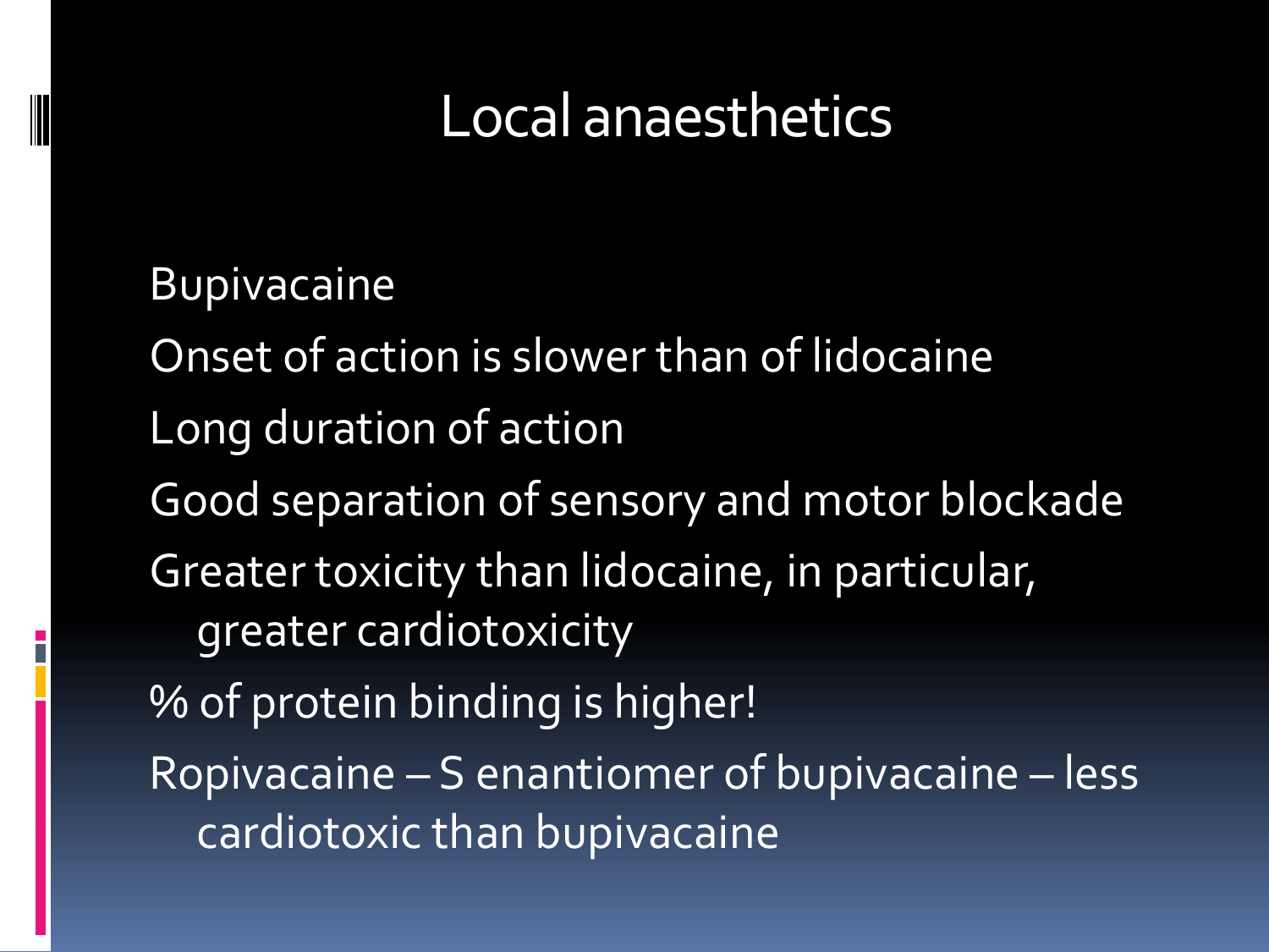# Local anaesthetics

Bupivacaine

Onset of action is slower than of lidocaine

Long duration of action

Good separation of sensory and motor blockade

Greater toxicity than lidocaine, in particular, greater cardiotoxicity

% of protein binding is higher!

Ropivacaine – S enantiomer of bupivacaine – less cardiotoxic than bupivacaine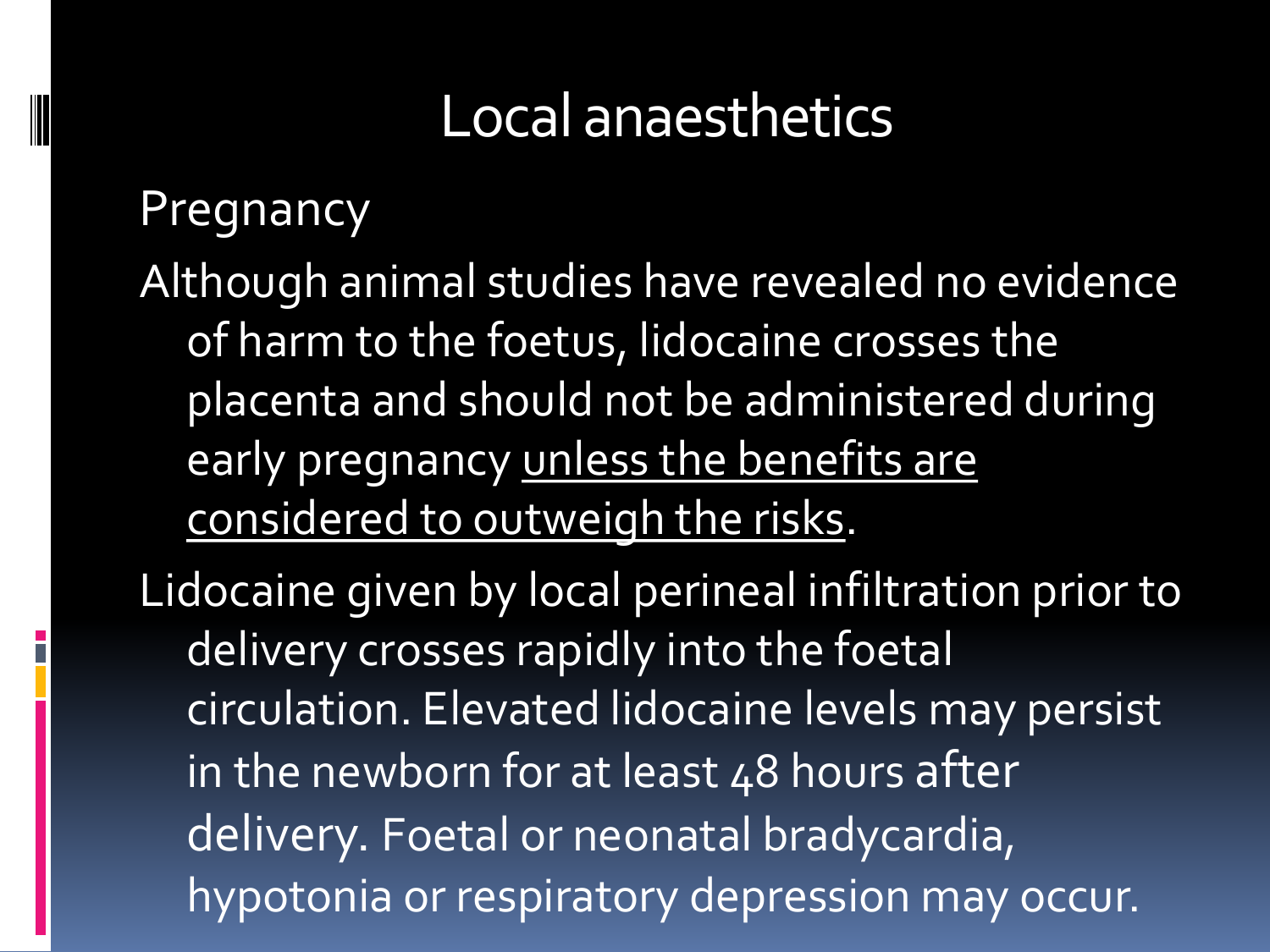# Local anaesthetics

## Pregnancy

Although animal studies have revealed no evidence of harm to the foetus, lidocaine crosses the placenta and should not be administered during early pregnancy <u>unless the benefits are considered to outweigh the risks</u>.

Lidocaine given by local perineal infiltration prior to delivery crosses rapidly into the foetal circulation. Elevated lidocaine levels may persist in the newborn for at least 48 hours after delivery. Foetal or neonatal bradycardia, hypotonia or respiratory depression may occur.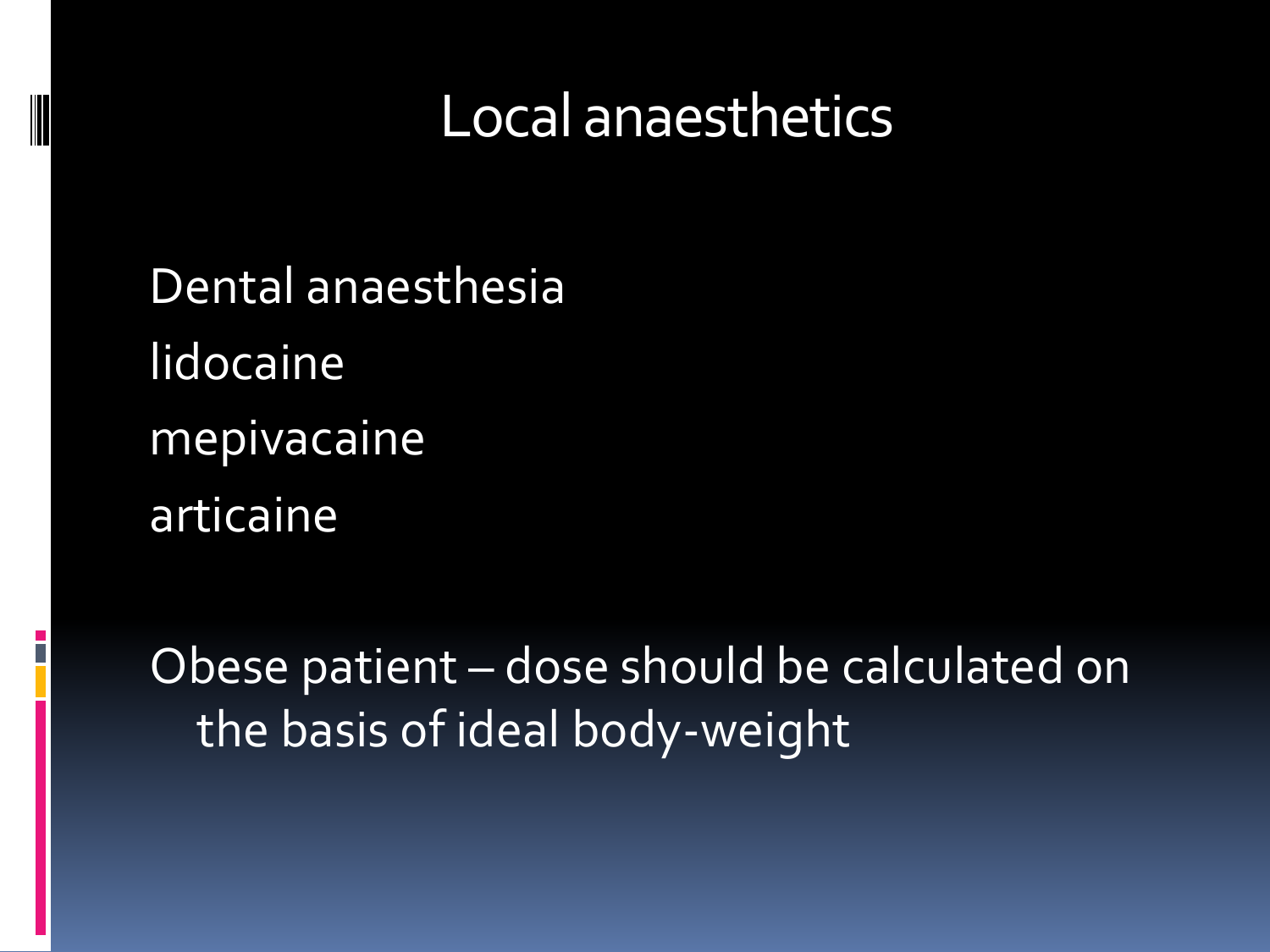# Local anaesthetics

Dental anaesthesia

lidocaine

mepivacaine

articaine

Obese patient – dose should be calculated on the basis of ideal body-weight